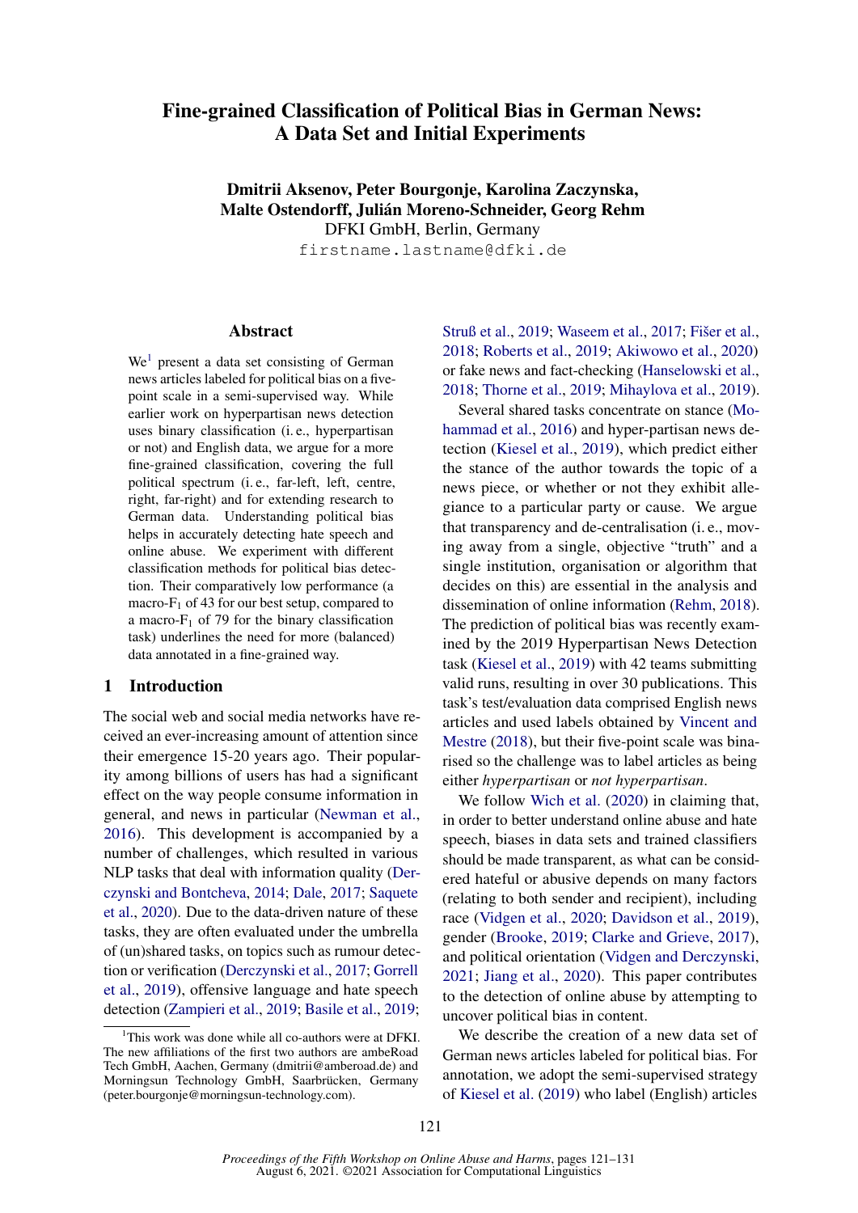# Fine-grained Classification of Political Bias in German News: A Data Set and Initial Experiments

**Dmitrii Aksenov, Peter Bourgonje, Karolina Zaczynska, Malte Ostendorff, Julián Moreno-Schneider, Georg Rehm**

DFKI GmbH, Berlin, Germany

`firstname.lastname@dfki.de`

## Abstract

We[1] present a data set consisting of German news articles labeled for political bias on a five-point scale in a semi-supervised way. While earlier work on hyperpartisan news detection uses binary classification (i. e., hyperpartisan or not) and English data, we argue for a more fine-grained classification, covering the full political spectrum (i. e., far-left, left, centre, right, far-right) and for extending research to German data. Understanding political bias helps in accurately detecting hate speech and online abuse. We experiment with different classification methods for political bias detection. Their comparatively low performance (a macro-$F_1$ of 43 for our best setup, compared to a macro-$F_1$ of 79 for the binary classification task) underlines the need for more (balanced) data annotated in a fine-grained way.

## 1 Introduction

The social web and social media networks have received an ever-increasing amount of attention since their emergence 15-20 years ago. Their popularity among billions of users has had a significant effect on the way people consume information in general, and news in particular (Newman et al., 2016). This development is accompanied by a number of challenges, which resulted in various NLP tasks that deal with information quality (Derczynski and Bontcheva, 2014; Dale, 2017; Saquete et al., 2020). Due to the data-driven nature of these tasks, they are often evaluated under the umbrella of (un)shared tasks, on topics such as rumour detection or verification (Derczynski et al., 2017; Gorrell et al., 2019), offensive language and hate speech detection (Zampieri et al., 2019; Basile et al., 2019; Struß et al., 2019; Waseem et al., 2017; Fišer et al., 2018; Roberts et al., 2019; Akiwowo et al., 2020) or fake news and fact-checking (Hanselowski et al., 2018; Thorne et al., 2019; Mihaylova et al., 2019).

Several shared tasks concentrate on stance (Mohammad et al., 2016) and hyper-partisan news detection (Kiesel et al., 2019), which predict either the stance of the author towards the topic of a news piece, or whether or not they exhibit allegiance to a particular party or cause. We argue that transparency and de-centralisation (i. e., moving away from a single, objective "truth" and a single institution, organisation or algorithm that decides on this) are essential in the analysis and dissemination of online information (Rehm, 2018). The prediction of political bias was recently examined by the 2019 Hyperpartisan News Detection task (Kiesel et al., 2019) with 42 teams submitting valid runs, resulting in over 30 publications. This task's test/evaluation data comprised English news articles and used labels obtained by Vincent and Mestre (2018), but their five-point scale was binarised so the challenge was to label articles as being either *hyperpartisan* or *not hyperpartisan*.

We follow Wich et al. (2020) in claiming that, in order to better understand online abuse and hate speech, biases in data sets and trained classifiers should be made transparent, as what can be considered hateful or abusive depends on many factors (relating to both sender and recipient), including race (Vidgen et al., 2020; Davidson et al., 2019), gender (Brooke, 2019; Clarke and Grieve, 2017), and political orientation (Vidgen and Derczynski, 2021; Jiang et al., 2020). This paper contributes to the detection of online abuse by attempting to uncover political bias in content.

We describe the creation of a new data set of German news articles labeled for political bias. For annotation, we adopt the semi-supervised strategy of Kiesel et al. (2019) who label (English) articles

[1] This work was done while all co-authors were at DFKI. The new affiliations of the first two authors are ambeRoad Tech GmbH, Aachen, Germany (dmitrii@amberoad.de) and Morningsun Technology GmbH, Saarbrücken, Germany (peter.bourgonje@morningsun-technology.com).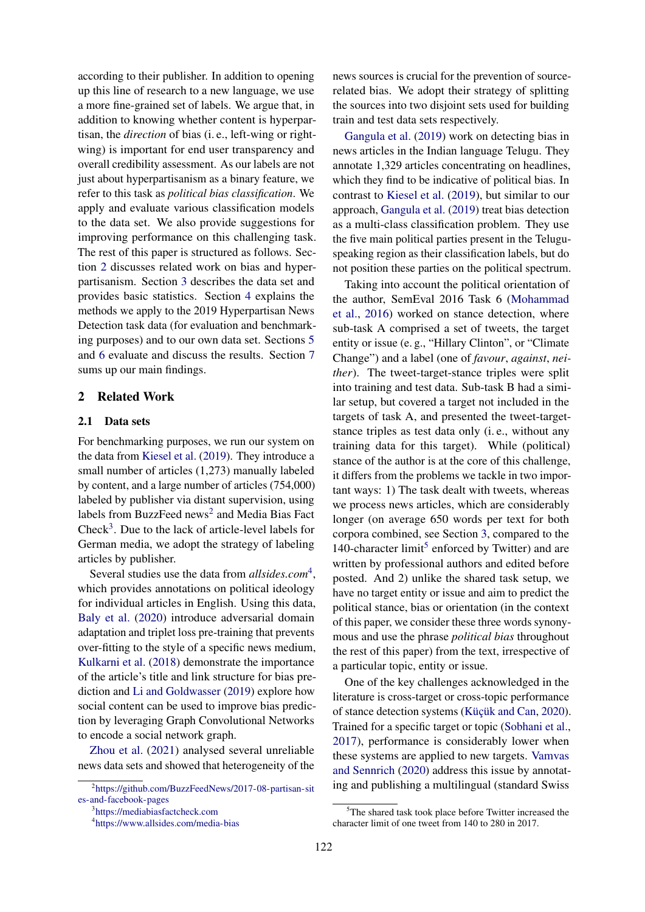according to their publisher. In addition to opening up this line of research to a new language, we use a more fine-grained set of labels. We argue that, in addition to knowing whether content is hyperpartisan, the *direction* of bias (i. e., left-wing or right-wing) is important for end user transparency and overall credibility assessment. As our labels are not just about hyperpartisanism as a binary feature, we refer to this task as *political bias classification*. We apply and evaluate various classification models to the data set. We also provide suggestions for improving performance on this challenging task. The rest of this paper is structured as follows. Section 2 discusses related work on bias and hyperpartisanism. Section 3 describes the data set and provides basic statistics. Section 4 explains the methods we apply to the 2019 Hyperpartisan News Detection task data (for evaluation and benchmarking purposes) and to our own data set. Sections 5 and 6 evaluate and discuss the results. Section 7 sums up our main findings.

## 2 Related Work

### 2.1 Data sets

For benchmarking purposes, we run our system on the data from Kiesel et al. (2019). They introduce a small number of articles (1,273) manually labeled by content, and a large number of articles (754,000) labeled by publisher via distant supervision, using labels from BuzzFeed news[2] and Media Bias Fact Check[3]. Due to the lack of article-level labels for German media, we adopt the strategy of labeling articles by publisher.

Several studies use the data from *allsides.com*[4], which provides annotations on political ideology for individual articles in English. Using this data, Baly et al. (2020) introduce adversarial domain adaptation and triplet loss pre-training that prevents over-fitting to the style of a specific news medium, Kulkarni et al. (2018) demonstrate the importance of the article's title and link structure for bias prediction and Li and Goldwasser (2019) explore how social content can be used to improve bias prediction by leveraging Graph Convolutional Networks to encode a social network graph.

Zhou et al. (2021) analysed several unreliable news data sets and showed that heterogeneity of the news sources is crucial for the prevention of source-related bias. We adopt their strategy of splitting the sources into two disjoint sets used for building train and test data sets respectively.

Gangula et al. (2019) work on detecting bias in news articles in the Indian language Telugu. They annotate 1,329 articles concentrating on headlines, which they find to be indicative of political bias. In contrast to Kiesel et al. (2019), but similar to our approach, Gangula et al. (2019) treat bias detection as a multi-class classification problem. They use the five main political parties present in the Telugu-speaking region as their classification labels, but do not position these parties on the political spectrum.

Taking into account the political orientation of the author, SemEval 2016 Task 6 (Mohammad et al., 2016) worked on stance detection, where sub-task A comprised a set of tweets, the target entity or issue (e. g., "Hillary Clinton", or "Climate Change") and a label (one of *favour*, *against*, *neither*). The tweet-target-stance triples were split into training and test data. Sub-task B had a similar setup, but covered a target not included in the targets of task A, and presented the tweet-target-stance triples as test data only (i. e., without any training data for this target). While (political) stance of the author is at the core of this challenge, it differs from the problems we tackle in two important ways: 1) The task dealt with tweets, whereas we process news articles, which are considerably longer (on average 650 words per text for both corpora combined, see Section 3, compared to the 140-character limit[5] enforced by Twitter) and are written by professional authors and edited before posted. And 2) unlike the shared task setup, we have no target entity or issue and aim to predict the political stance, bias or orientation (in the context of this paper, we consider these three words synonymous and use the phrase *political bias* throughout the rest of this paper) from the text, irrespective of a particular topic, entity or issue.

One of the key challenges acknowledged in the literature is cross-target or cross-topic performance of stance detection systems (Küçük and Can, 2020). Trained for a specific target or topic (Sobhani et al., 2017), performance is considerably lower when these systems are applied to new targets. Vamvas and Sennrich (2020) address this issue by annotating and publishing a multilingual (standard Swiss

[2] https://github.com/BuzzFeedNews/2017-08-partisan-sites-and-facebook-pages

[3] https://mediabiasfactcheck.com

[4] https://www.allsides.com/media-bias

[5] The shared task took place before Twitter increased the character limit of one tweet from 140 to 280 in 2017.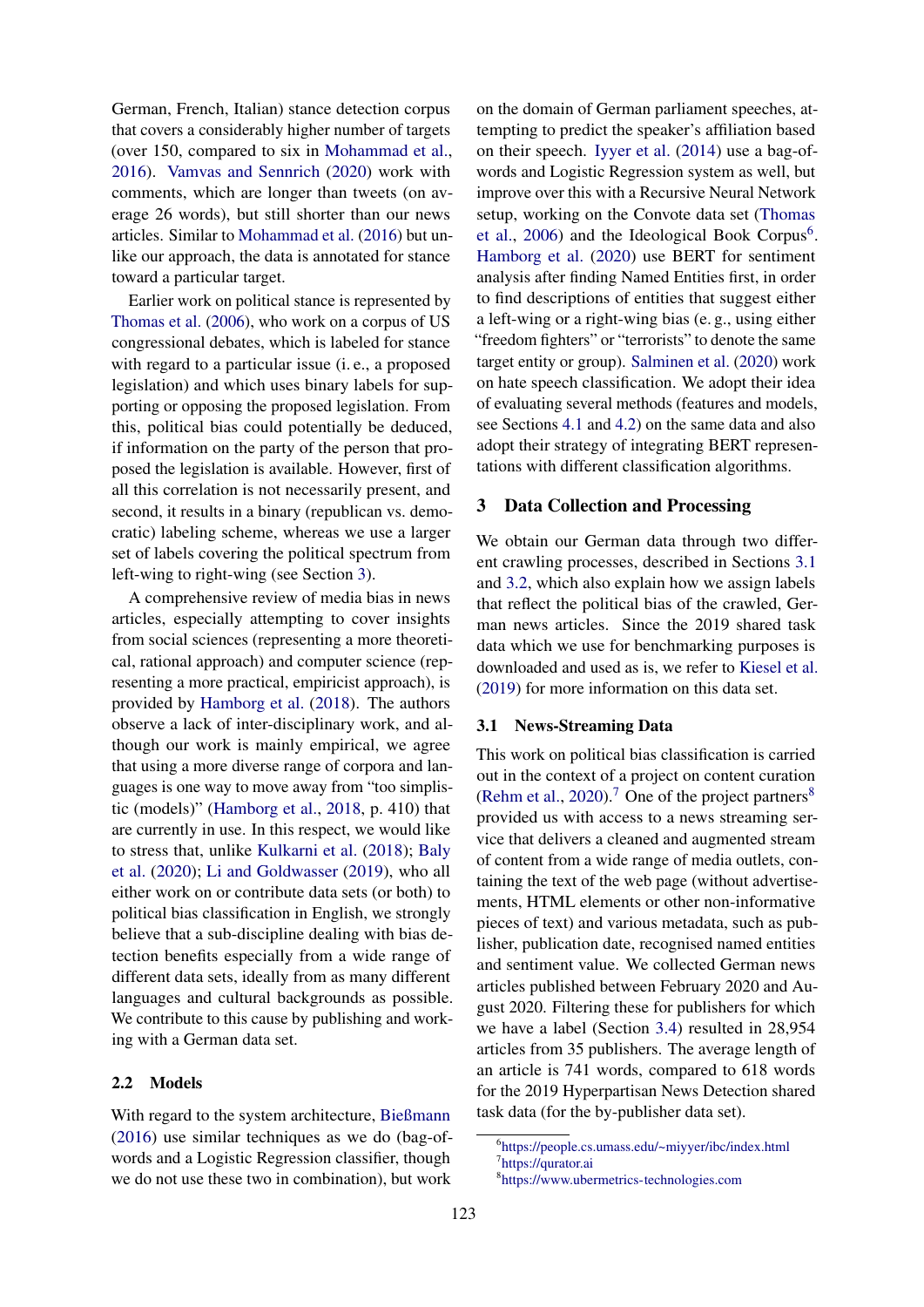German, French, Italian) stance detection corpus that covers a considerably higher number of targets (over 150, compared to six in Mohammad et al., 2016). Vamvas and Sennrich (2020) work with comments, which are longer than tweets (on average 26 words), but still shorter than our news articles. Similar to Mohammad et al. (2016) but unlike our approach, the data is annotated for stance toward a particular target.

Earlier work on political stance is represented by Thomas et al. (2006), who work on a corpus of US congressional debates, which is labeled for stance with regard to a particular issue (i. e., a proposed legislation) and which uses binary labels for supporting or opposing the proposed legislation. From this, political bias could potentially be deduced, if information on the party of the person that proposed the legislation is available. However, first of all this correlation is not necessarily present, and second, it results in a binary (republican vs. democratic) labeling scheme, whereas we use a larger set of labels covering the political spectrum from left-wing to right-wing (see Section 3).

A comprehensive review of media bias in news articles, especially attempting to cover insights from social sciences (representing a more theoretical, rational approach) and computer science (representing a more practical, empiricist approach), is provided by Hamborg et al. (2018). The authors observe a lack of inter-disciplinary work, and although our work is mainly empirical, we agree that using a more diverse range of corpora and languages is one way to move away from "too simplistic (models)" (Hamborg et al., 2018, p. 410) that are currently in use. In this respect, we would like to stress that, unlike Kulkarni et al. (2018); Baly et al. (2020); Li and Goldwasser (2019), who all either work on or contribute data sets (or both) to political bias classification in English, we strongly believe that a sub-discipline dealing with bias detection benefits especially from a wide range of different data sets, ideally from as many different languages and cultural backgrounds as possible. We contribute to this cause by publishing and working with a German data set.

## 2.2 Models

With regard to the system architecture, Bießmann (2016) use similar techniques as we do (bag-of-words and a Logistic Regression classifier, though we do not use these two in combination), but work on the domain of German parliament speeches, attempting to predict the speaker's affiliation based on their speech. Iyyer et al. (2014) use a bag-of-words and Logistic Regression system as well, but improve over this with a Recursive Neural Network setup, working on the Convote data set (Thomas et al., 2006) and the Ideological Book Corpus[6]. Hamborg et al. (2020) use BERT for sentiment analysis after finding Named Entities first, in order to find descriptions of entities that suggest either a left-wing or a right-wing bias (e. g., using either "freedom fighters" or "terrorists" to denote the same target entity or group). Salminen et al. (2020) work on hate speech classification. We adopt their idea of evaluating several methods (features and models, see Sections 4.1 and 4.2) on the same data and also adopt their strategy of integrating BERT representations with different classification algorithms.

# 3 Data Collection and Processing

We obtain our German data through two different crawling processes, described in Sections 3.1 and 3.2, which also explain how we assign labels that reflect the political bias of the crawled, German news articles. Since the 2019 shared task data which we use for benchmarking purposes is downloaded and used as is, we refer to Kiesel et al. (2019) for more information on this data set.

## 3.1 News-Streaming Data

This work on political bias classification is carried out in the context of a project on content curation (Rehm et al., 2020).[7] One of the project partners[8] provided us with access to a news streaming service that delivers a cleaned and augmented stream of content from a wide range of media outlets, containing the text of the web page (without advertisements, HTML elements or other non-informative pieces of text) and various metadata, such as publisher, publication date, recognised named entities and sentiment value. We collected German news articles published between February 2020 and August 2020. Filtering these for publishers for which we have a label (Section 3.4) resulted in 28,954 articles from 35 publishers. The average length of an article is 741 words, compared to 618 words for the 2019 Hyperpartisan News Detection shared task data (for the by-publisher data set).

[6] https://people.cs.umass.edu/~miyyer/ibc/index.html

[7] https://qurator.ai

[8] https://www.ubermetrics-technologies.com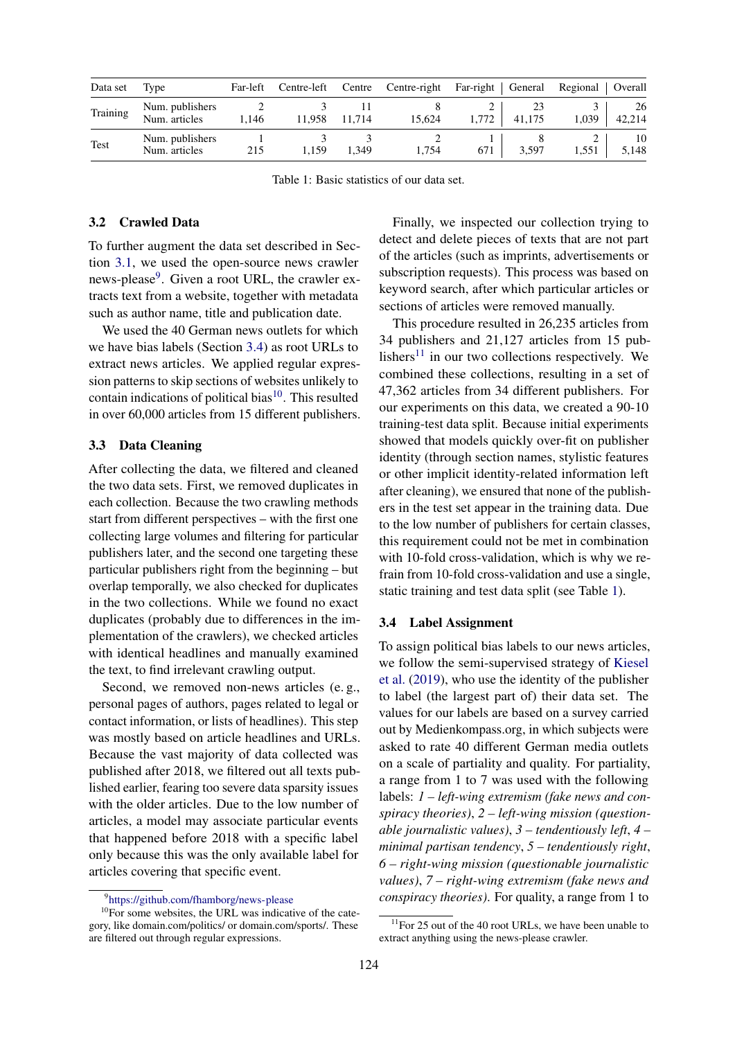| Data set | Type | Far-left | Centre-left | Centre | Centre-right | Far-right | General | Regional | Overall |
|---|---|---|---|---|---|---|---|---|---|
| Training | Num. publishers | 2 | 3 | 11 | 8 | 2 | 23 | 3 | 26 |
| | Num. articles | 1,146 | 11,958 | 11,714 | 15,624 | 1,772 | 41,175 | 1,039 | 42,214 |
| Test | Num. publishers | 1 | 3 | 3 | 2 | 1 | 8 | 2 | 10 |
| | Num. articles | 215 | 1,159 | 1,349 | 1,754 | 671 | 3,597 | 1,551 | 5,148 |

Table 1: Basic statistics of our data set.

### 3.2 Crawled Data

To further augment the data set described in Section 3.1, we used the open-source news crawler news-please[9]. Given a root URL, the crawler extracts text from a website, together with metadata such as author name, title and publication date.

We used the 40 German news outlets for which we have bias labels (Section 3.4) as root URLs to extract news articles. We applied regular expression patterns to skip sections of websites unlikely to contain indications of political bias[10]. This resulted in over 60,000 articles from 15 different publishers.

### 3.3 Data Cleaning

After collecting the data, we filtered and cleaned the two data sets. First, we removed duplicates in each collection. Because the two crawling methods start from different perspectives – with the first one collecting large volumes and filtering for particular publishers later, and the second one targeting these particular publishers right from the beginning – but overlap temporally, we also checked for duplicates in the two collections. While we found no exact duplicates (probably due to differences in the implementation of the crawlers), we checked articles with identical headlines and manually examined the text, to find irrelevant crawling output.

Second, we removed non-news articles (e. g., personal pages of authors, pages related to legal or contact information, or lists of headlines). This step was mostly based on article headlines and URLs. Because the vast majority of data collected was published after 2018, we filtered out all texts published earlier, fearing too severe data sparsity issues with the older articles. Due to the low number of articles, a model may associate particular events that happened before 2018 with a specific label only because this was the only available label for articles covering that specific event.

Finally, we inspected our collection trying to detect and delete pieces of texts that are not part of the articles (such as imprints, advertisements or subscription requests). This process was based on keyword search, after which particular articles or sections of articles were removed manually.

This procedure resulted in 26,235 articles from 34 publishers and 21,127 articles from 15 publishers[11] in our two collections respectively. We combined these collections, resulting in a set of 47,362 articles from 34 different publishers. For our experiments on this data, we created a 90-10 training-test data split. Because initial experiments showed that models quickly over-fit on publisher identity (through section names, stylistic features or other implicit identity-related information left after cleaning), we ensured that none of the publishers in the test set appear in the training data. Due to the low number of publishers for certain classes, this requirement could not be met in combination with 10-fold cross-validation, which is why we refrain from 10-fold cross-validation and use a single, static training and test data split (see Table 1).

### 3.4 Label Assignment

To assign political bias labels to our news articles, we follow the semi-supervised strategy of Kiesel et al. (2019), who use the identity of the publisher to label (the largest part of) their data set. The values for our labels are based on a survey carried out by Medienkompass.org, in which subjects were asked to rate 40 different German media outlets on a scale of partiality and quality. For partiality, a range from 1 to 7 was used with the following labels: *1 – left-wing extremism (fake news and conspiracy theories)*, *2 – left-wing mission (questionable journalistic values)*, *3 – tendentiously left*, *4 – minimal partisan tendency*, *5 – tendentiously right*, *6 – right-wing mission (questionable journalistic values)*, *7 – right-wing extremism (fake news and conspiracy theories)*. For quality, a range from 1 to

[9] https://github.com/fhamborg/news-please

[10] For some websites, the URL was indicative of the category, like domain.com/politics/ or domain.com/sports/. These are filtered out through regular expressions.

[11] For 25 out of the 40 root URLs, we have been unable to extract anything using the news-please crawler.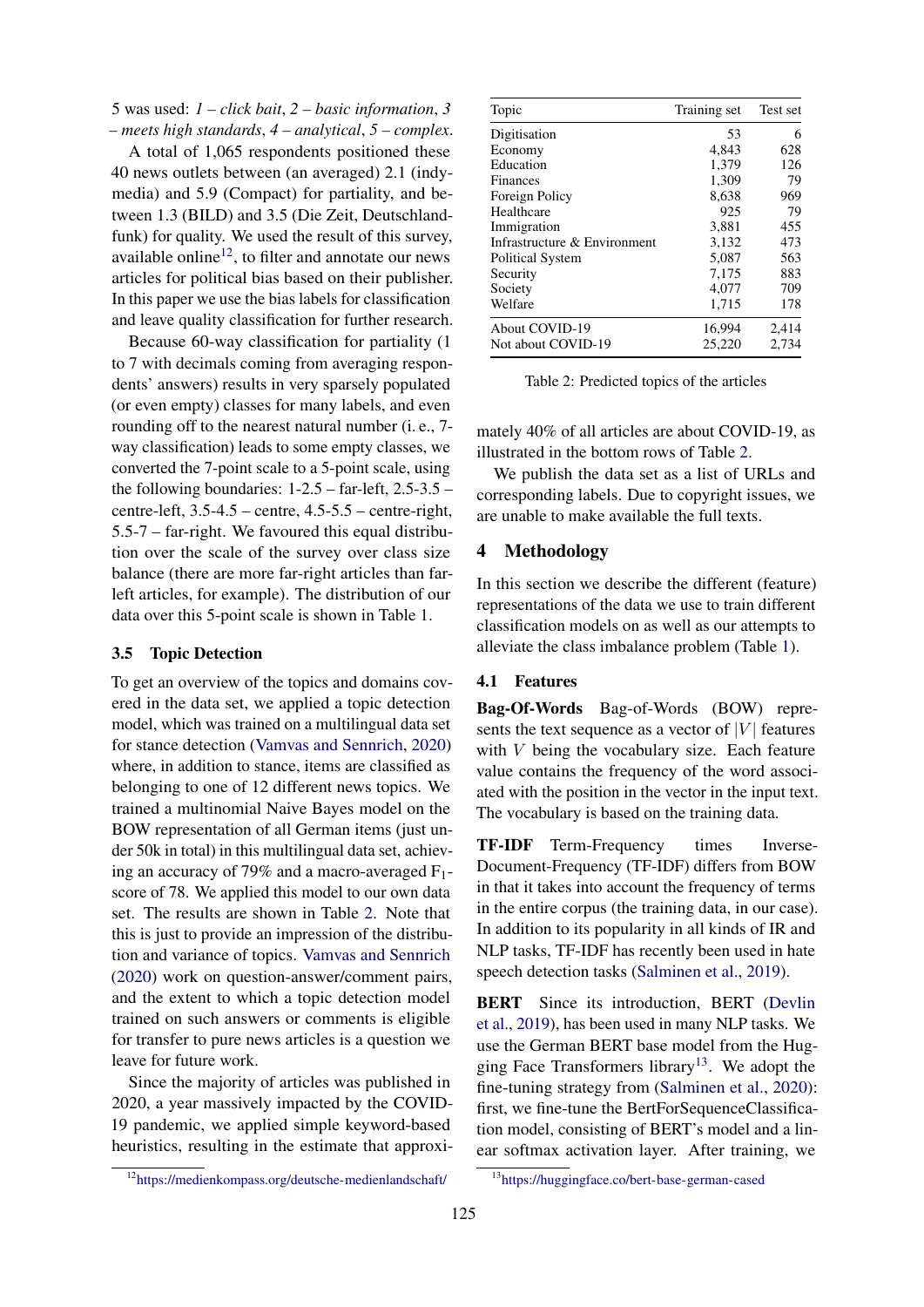5 was used: *1 – click bait*, *2 – basic information*, *3 – meets high standards*, *4 – analytical*, *5 – complex*.

A total of 1,065 respondents positioned these 40 news outlets between (an averaged) 2.1 (indymedia) and 5.9 (Compact) for partiality, and between 1.3 (BILD) and 3.5 (Die Zeit, Deutschlandfunk) for quality. We used the result of this survey, available online[12], to filter and annotate our news articles for political bias based on their publisher. In this paper we use the bias labels for classification and leave quality classification for further research.

Because 60-way classification for partiality (1 to 7 with decimals coming from averaging respondents' answers) results in very sparsely populated (or even empty) classes for many labels, and even rounding off to the nearest natural number (i. e., 7-way classification) leads to some empty classes, we converted the 7-point scale to a 5-point scale, using the following boundaries: 1-2.5 – far-left, 2.5-3.5 – centre-left, 3.5-4.5 – centre, 4.5-5.5 – centre-right, 5.5-7 – far-right. We favoured this equal distribution over the scale of the survey over class size balance (there are more far-right articles than far-left articles, for example). The distribution of our data over this 5-point scale is shown in Table 1.

### 3.5 Topic Detection

To get an overview of the topics and domains covered in the data set, we applied a topic detection model, which was trained on a multilingual data set for stance detection (Vamvas and Sennrich, 2020) where, in addition to stance, items are classified as belonging to one of 12 different news topics. We trained a multinomial Naive Bayes model on the BOW representation of all German items (just under 50k in total) in this multilingual data set, achieving an accuracy of 79% and a macro-averaged $F_1$-score of 78. We applied this model to our own data set. The results are shown in Table 2. Note that this is just to provide an impression of the distribution and variance of topics. Vamvas and Sennrich (2020) work on question-answer/comment pairs, and the extent to which a topic detection model trained on such answers or comments is eligible for transfer to pure news articles is a question we leave for future work.

Since the majority of articles was published in 2020, a year massively impacted by the COVID-19 pandemic, we applied simple keyword-based heuristics, resulting in the estimate that approximately 40% of all articles are about COVID-19, as illustrated in the bottom rows of Table 2.

| Topic | Training set | Test set |
|---|---|---|
| Digitisation | 53 | 6 |
| Economy | 4,843 | 628 |
| Education | 1,379 | 126 |
| Finances | 1,309 | 79 |
| Foreign Policy | 8,638 | 969 |
| Healthcare | 925 | 79 |
| Immigration | 3,881 | 455 |
| Infrastructure & Environment | 3,132 | 473 |
| Political System | 5,087 | 563 |
| Security | 7,175 | 883 |
| Society | 4,077 | 709 |
| Welfare | 1,715 | 178 |
| About COVID-19 | 16,994 | 2,414 |
| Not about COVID-19 | 25,220 | 2,734 |

Table 2: Predicted topics of the articles

We publish the data set as a list of URLs and corresponding labels. Due to copyright issues, we are unable to make available the full texts.

## 4 Methodology

In this section we describe the different (feature) representations of the data we use to train different classification models on as well as our attempts to alleviate the class imbalance problem (Table 1).

### 4.1 Features

**Bag-Of-Words** Bag-of-Words (BOW) represents the text sequence as a vector of $|V|$ features with $V$ being the vocabulary size. Each feature value contains the frequency of the word associated with the position in the vector in the input text. The vocabulary is based on the training data.

**TF-IDF** Term-Frequency times Inverse-Document-Frequency (TF-IDF) differs from BOW in that it takes into account the frequency of terms in the entire corpus (the training data, in our case). In addition to its popularity in all kinds of IR and NLP tasks, TF-IDF has recently been used in hate speech detection tasks (Salminen et al., 2019).

**BERT** Since its introduction, BERT (Devlin et al., 2019), has been used in many NLP tasks. We use the German BERT base model from the Hugging Face Transformers library[13]. We adopt the fine-tuning strategy from (Salminen et al., 2020): first, we fine-tune the BertForSequenceClassification model, consisting of BERT's model and a linear softmax activation layer. After training, we

[12] https://medienkompass.org/deutsche-medienlandschaft/

[13] https://huggingface.co/bert-base-german-cased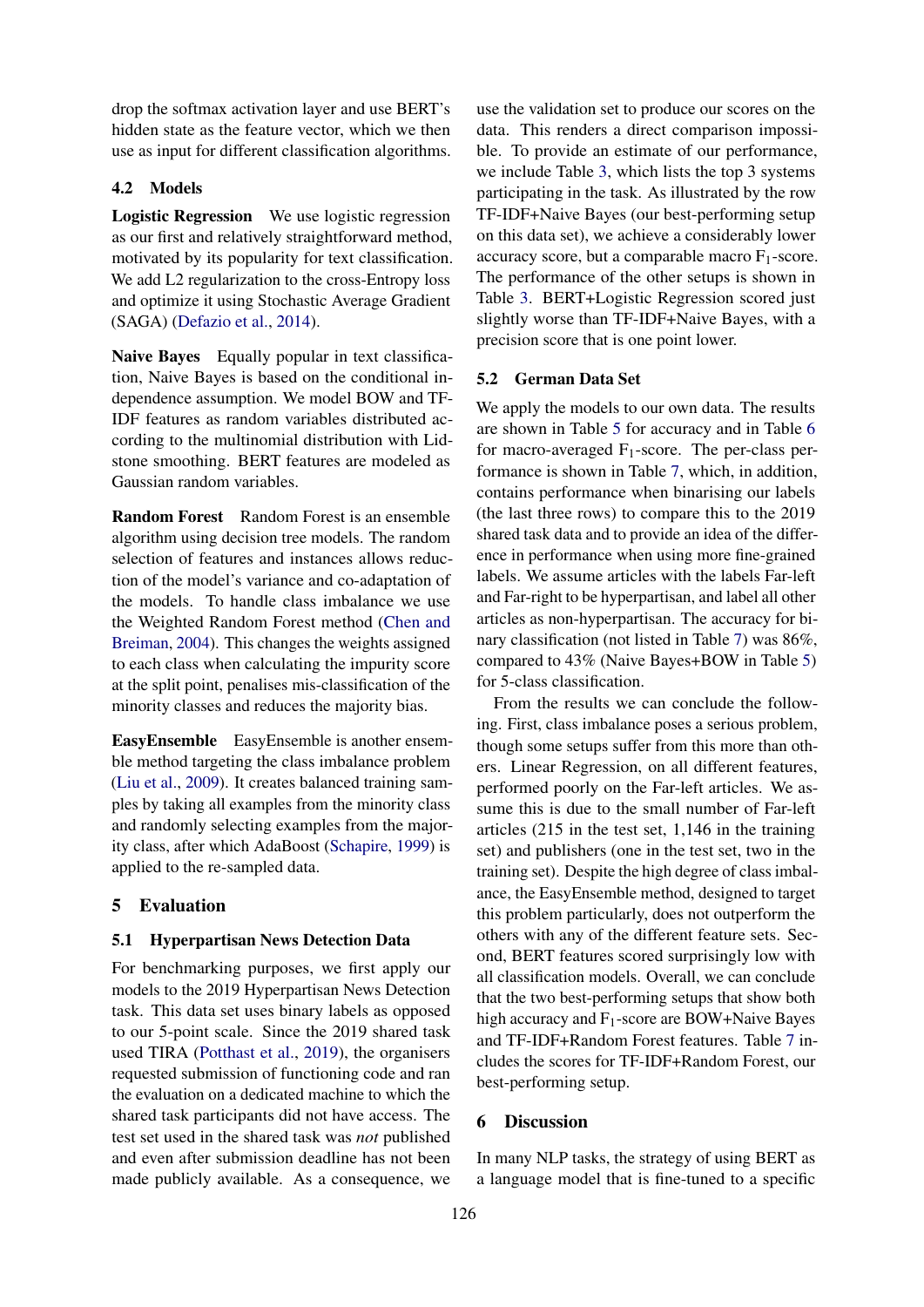drop the softmax activation layer and use BERT's hidden state as the feature vector, which we then use as input for different classification algorithms.

### 4.2 Models

**Logistic Regression** We use logistic regression as our first and relatively straightforward method, motivated by its popularity for text classification. We add L2 regularization to the cross-Entropy loss and optimize it using Stochastic Average Gradient (SAGA) (Defazio et al., 2014).

**Naive Bayes** Equally popular in text classification, Naive Bayes is based on the conditional independence assumption. We model BOW and TF-IDF features as random variables distributed according to the multinomial distribution with Lidstone smoothing. BERT features are modeled as Gaussian random variables.

**Random Forest** Random Forest is an ensemble algorithm using decision tree models. The random selection of features and instances allows reduction of the model's variance and co-adaptation of the models. To handle class imbalance we use the Weighted Random Forest method (Chen and Breiman, 2004). This changes the weights assigned to each class when calculating the impurity score at the split point, penalises mis-classification of the minority classes and reduces the majority bias.

**EasyEnsemble** EasyEnsemble is another ensemble method targeting the class imbalance problem (Liu et al., 2009). It creates balanced training samples by taking all examples from the minority class and randomly selecting examples from the majority class, after which AdaBoost (Schapire, 1999) is applied to the re-sampled data.

## 5 Evaluation

### 5.1 Hyperpartisan News Detection Data

For benchmarking purposes, we first apply our models to the 2019 Hyperpartisan News Detection task. This data set uses binary labels as opposed to our 5-point scale. Since the 2019 shared task used TIRA (Potthast et al., 2019), the organisers requested submission of functioning code and ran the evaluation on a dedicated machine to which the shared task participants did not have access. The test set used in the shared task was *not* published and even after submission deadline has not been made publicly available. As a consequence, we use the validation set to produce our scores on the data. This renders a direct comparison impossible. To provide an estimate of our performance, we include Table 3, which lists the top 3 systems participating in the task. As illustrated by the row TF-IDF+Naive Bayes (our best-performing setup on this data set), we achieve a considerably lower accuracy score, but a comparable macro $F_1$-score. The performance of the other setups is shown in Table 3. BERT+Logistic Regression scored just slightly worse than TF-IDF+Naive Bayes, with a precision score that is one point lower.

### 5.2 German Data Set

We apply the models to our own data. The results are shown in Table 5 for accuracy and in Table 6 for macro-averaged $F_1$-score. The per-class performance is shown in Table 7, which, in addition, contains performance when binarising our labels (the last three rows) to compare this to the 2019 shared task data and to provide an idea of the difference in performance when using more fine-grained labels. We assume articles with the labels Far-left and Far-right to be hyperpartisan, and label all other articles as non-hyperpartisan. The accuracy for binary classification (not listed in Table 7) was 86%, compared to 43% (Naive Bayes+BOW in Table 5) for 5-class classification.

From the results we can conclude the following. First, class imbalance poses a serious problem, though some setups suffer from this more than others. Linear Regression, on all different features, performed poorly on the Far-left articles. We assume this is due to the small number of Far-left articles (215 in the test set, 1,146 in the training set) and publishers (one in the test set, two in the training set). Despite the high degree of class imbalance, the EasyEnsemble method, designed to target this problem particularly, does not outperform the others with any of the different feature sets. Second, BERT features scored surprisingly low with all classification models. Overall, we can conclude that the two best-performing setups that show both high accuracy and $F_1$-score are BOW+Naive Bayes and TF-IDF+Random Forest features. Table 7 includes the scores for TF-IDF+Random Forest, our best-performing setup.

## 6 Discussion

In many NLP tasks, the strategy of using BERT as a language model that is fine-tuned to a specific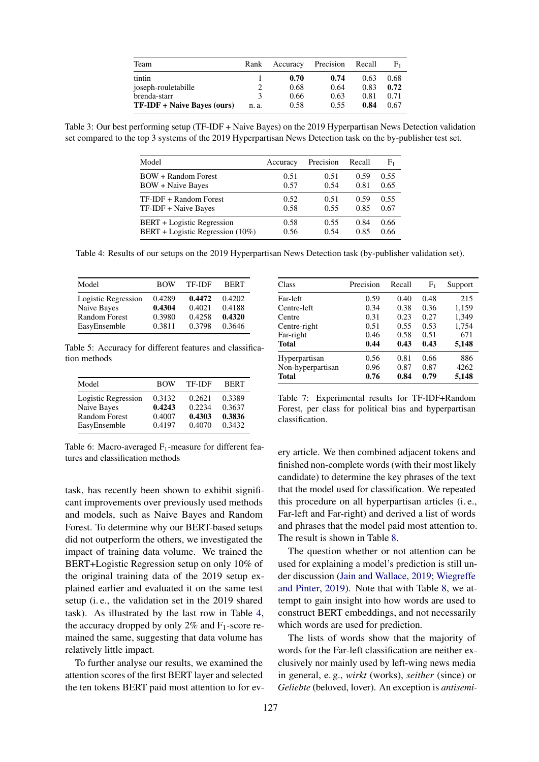| Team | Rank | Accuracy | Precision | Recall | $F_1$ |
|---|---|---|---|---|---|
| tintin | 1 | **0.70** | **0.74** | 0.63 | 0.68 |
| joseph-rouletabille | 2 | 0.68 | 0.64 | 0.83 | **0.72** |
| brenda-starr | 3 | 0.66 | 0.63 | 0.81 | 0.71 |
| **TF-IDF + Naive Bayes (ours)** | n. a. | 0.58 | 0.55 | **0.84** | 0.67 |

Table 3: Our best performing setup (TF-IDF + Naive Bayes) on the 2019 Hyperpartisan News Detection validation set compared to the top 3 systems of the 2019 Hyperpartisan News Detection task on the by-publisher test set.

| Model | Accuracy | Precision | Recall | $F_1$ |
|---|---|---|---|---|
| BOW + Random Forest | 0.51 | 0.51 | 0.59 | 0.55 |
| BOW + Naive Bayes | 0.57 | 0.54 | 0.81 | 0.65 |
| TF-IDF + Random Forest | 0.52 | 0.51 | 0.59 | 0.55 |
| TF-IDF + Naive Bayes | 0.58 | 0.55 | 0.85 | 0.67 |
| BERT + Logistic Regression | 0.58 | 0.55 | 0.84 | 0.66 |
| BERT + Logistic Regression (10%) | 0.56 | 0.54 | 0.85 | 0.66 |

Table 4: Results of our setups on the 2019 Hyperpartisan News Detection task (by-publisher validation set).

| Model | BOW | TF-IDF | BERT |
|---|---|---|---|
| Logistic Regression | 0.4289 | **0.4472** | 0.4202 |
| Naive Bayes | **0.4304** | 0.4021 | 0.4188 |
| Random Forest | 0.3980 | 0.4258 | **0.4320** |
| EasyEnsemble | 0.3811 | 0.3798 | 0.3646 |

Table 5: Accuracy for different features and classification methods

| Model | BOW | TF-IDF | BERT |
|---|---|---|---|
| Logistic Regression | 0.3132 | 0.2621 | 0.3389 |
| Naive Bayes | **0.4243** | 0.2234 | 0.3637 |
| Random Forest | 0.4007 | **0.4303** | **0.3836** |
| EasyEnsemble | 0.4197 | 0.4070 | 0.3432 |

Table 6: Macro-averaged $F_1$-measure for different features and classification methods

| Class | Precision | Recall | $F_1$ | Support |
|---|---|---|---|---|
| Far-left | 0.59 | 0.40 | 0.48 | 215 |
| Centre-left | 0.34 | 0.38 | 0.36 | 1,159 |
| Centre | 0.31 | 0.23 | 0.27 | 1,349 |
| Centre-right | 0.51 | 0.55 | 0.53 | 1,754 |
| Far-right | 0.46 | 0.58 | 0.51 | 671 |
| **Total** | **0.44** | **0.43** | **0.43** | **5,148** |
| Hyperpartisan | 0.56 | 0.81 | 0.66 | 886 |
| Non-hyperpartisan | 0.96 | 0.87 | 0.87 | 4262 |
| **Total** | **0.76** | **0.84** | **0.79** | **5,148** |

Table 7: Experimental results for TF-IDF+Random Forest, per class for political bias and hyperpartisan classification.

task, has recently been shown to exhibit significant improvements over previously used methods and models, such as Naive Bayes and Random Forest. To determine why our BERT-based setups did not outperform the others, we investigated the impact of training data volume. We trained the BERT+Logistic Regression setup on only 10% of the original training data of the 2019 setup explained earlier and evaluated it on the same test setup (i. e., the validation set in the 2019 shared task). As illustrated by the last row in Table 4, the accuracy dropped by only 2% and $F_1$-score remained the same, suggesting that data volume has relatively little impact.

To further analyse our results, we examined the attention scores of the first BERT layer and selected the ten tokens BERT paid most attention to for every article. We then combined adjacent tokens and finished non-complete words (with their most likely candidate) to determine the key phrases of the text that the model used for classification. We repeated this procedure on all hyperpartisan articles (i. e., Far-left and Far-right) and derived a list of words and phrases that the model paid most attention to. The result is shown in Table 8.

The question whether or not attention can be used for explaining a model's prediction is still under discussion (Jain and Wallace, 2019; Wiegreffe and Pinter, 2019). Note that with Table 8, we attempt to gain insight into how words are used to construct BERT embeddings, and not necessarily which words are used for prediction.

The lists of words show that the majority of words for the Far-left classification are neither exclusively nor mainly used by left-wing news media in general, e. g., *wirkt* (works), *seither* (since) or *Geliebte* (beloved, lover). An exception is *antisemi-*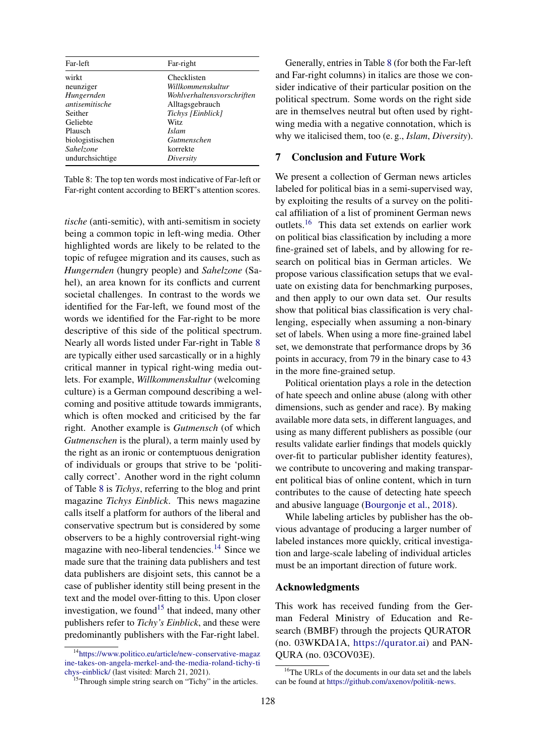| Far-left | Far-right |
|---|---|
| wirkt | Checklisten |
| neunziger | *Willkommenskultur* |
| *Hungernden* | *Wohlverhaltensvorschriften* |
| *antisemitische* | Alltagsgebrauch |
| Seither | *Tichys [Einblick]* |
| Geliebte | Witz |
| Plausch | *Islam* |
| biologistischen | *Gutmenschen* |
| *Sahelzone* | korrekte |
| undurchsichtige | *Diversity* |

Table 8: The top ten words most indicative of Far-left or Far-right content according to BERT's attention scores.

*tische* (anti-semitic), with anti-semitism in society being a common topic in left-wing media. Other highlighted words are likely to be related to the topic of refugee migration and its causes, such as *Hungernden* (hungry people) and *Sahelzone* (Sahel), an area known for its conflicts and current societal challenges. In contrast to the words we identified for the Far-left, we found most of the words we identified for the Far-right to be more descriptive of this side of the political spectrum. Nearly all words listed under Far-right in Table 8 are typically either used sarcastically or in a highly critical manner in typical right-wing media outlets. For example, *Willkommenskultur* (welcoming culture) is a German compound describing a welcoming and positive attitude towards immigrants, which is often mocked and criticised by the far right. Another example is *Gutmensch* (of which *Gutmenschen* is the plural), a term mainly used by the right as an ironic or contemptuous denigration of individuals or groups that strive to be 'politically correct'. Another word in the right column of Table 8 is *Tichys*, referring to the blog and print magazine *Tichys Einblick*. This news magazine calls itself a platform for authors of the liberal and conservative spectrum but is considered by some observers to be a highly controversial right-wing magazine with neo-liberal tendencies.[14] Since we made sure that the training data publishers and test data publishers are disjoint sets, this cannot be a case of publisher identity still being present in the text and the model over-fitting to this. Upon closer investigation, we found[15] that indeed, many other publishers refer to *Tichy's Einblick*, and these were predominantly publishers with the Far-right label.

[14] https://www.politico.eu/article/new-conservative-magazine-takes-on-angela-merkel-and-the-media-roland-tichy-tichys-einblick/ (last visited: March 21, 2021).

[15] Through simple string search on "Tichy" in the articles.

Generally, entries in Table 8 (for both the Far-left and Far-right columns) in italics are those we consider indicative of their particular position on the political spectrum. Some words on the right side are in themselves neutral but often used by right-wing media with a negative connotation, which is why we italicised them, too (e. g., *Islam*, *Diversity*).

## 7 Conclusion and Future Work

We present a collection of German news articles labeled for political bias in a semi-supervised way, by exploiting the results of a survey on the political affiliation of a list of prominent German news outlets.[16] This data set extends on earlier work on political bias classification by including a more fine-grained set of labels, and by allowing for research on political bias in German articles. We propose various classification setups that we evaluate on existing data for benchmarking purposes, and then apply to our own data set. Our results show that political bias classification is very challenging, especially when assuming a non-binary set of labels. When using a more fine-grained label set, we demonstrate that performance drops by 36 points in accuracy, from 79 in the binary case to 43 in the more fine-grained setup.

Political orientation plays a role in the detection of hate speech and online abuse (along with other dimensions, such as gender and race). By making available more data sets, in different languages, and using as many different publishers as possible (our results validate earlier findings that models quickly over-fit to particular publisher identity features), we contribute to uncovering and making transparent political bias of online content, which in turn contributes to the cause of detecting hate speech and abusive language (Bourgonje et al., 2018).

While labeling articles by publisher has the obvious advantage of producing a larger number of labeled instances more quickly, critical investigation and large-scale labeling of individual articles must be an important direction of future work.

## Acknowledgments

This work has received funding from the German Federal Ministry of Education and Research (BMBF) through the projects QURATOR (no. 03WKDA1A, https://qurator.ai) and PANQURA (no. 03COV03E).

[16] The URLs of the documents in our data set and the labels can be found at https://github.com/axenov/politik-news.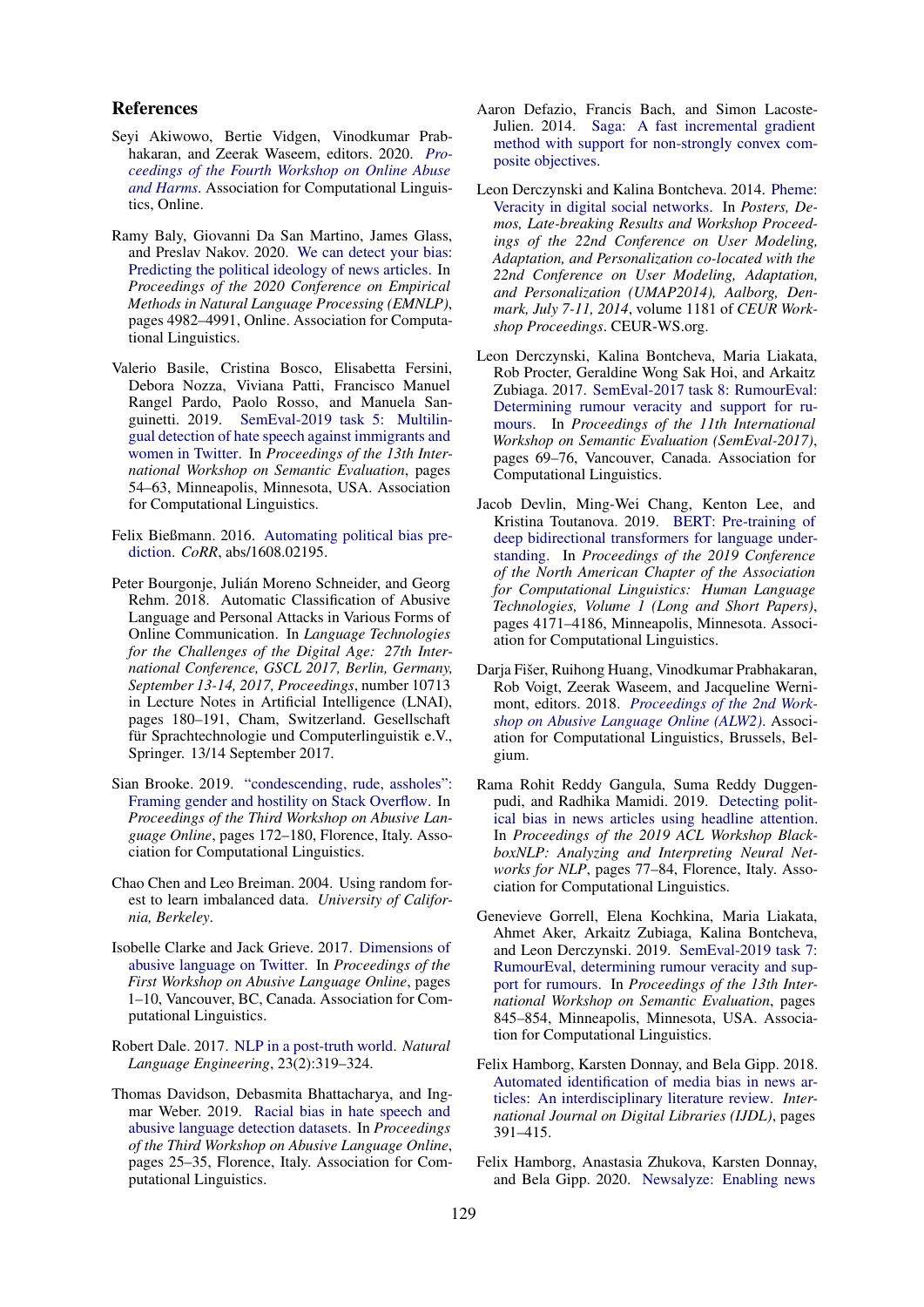## References

Seyi Akiwowo, Bertie Vidgen, Vinodkumar Prabhakaran, and Zeerak Waseem, editors. 2020. *Proceedings of the Fourth Workshop on Online Abuse and Harms*. Association for Computational Linguistics, Online.

Ramy Baly, Giovanni Da San Martino, James Glass, and Preslav Nakov. 2020. We can detect your bias: Predicting the political ideology of news articles. In *Proceedings of the 2020 Conference on Empirical Methods in Natural Language Processing (EMNLP)*, pages 4982–4991, Online. Association for Computational Linguistics.

Valerio Basile, Cristina Bosco, Elisabetta Fersini, Debora Nozza, Viviana Patti, Francisco Manuel Rangel Pardo, Paolo Rosso, and Manuela Sanguinetti. 2019. SemEval-2019 task 5: Multilingual detection of hate speech against immigrants and women in Twitter. In *Proceedings of the 13th International Workshop on Semantic Evaluation*, pages 54–63, Minneapolis, Minnesota, USA. Association for Computational Linguistics.

Felix Bießmann. 2016. Automating political bias prediction. *CoRR*, abs/1608.02195.

Peter Bourgonje, Julián Moreno Schneider, and Georg Rehm. 2018. Automatic Classification of Abusive Language and Personal Attacks in Various Forms of Online Communication. In *Language Technologies for the Challenges of the Digital Age: 27th International Conference, GSCL 2017, Berlin, Germany, September 13-14, 2017, Proceedings*, number 10713 in Lecture Notes in Artificial Intelligence (LNAI), pages 180–191, Cham, Switzerland. Gesellschaft für Sprachtechnologie und Computerlinguistik e.V., Springer. 13/14 September 2017.

Sian Brooke. 2019. "condescending, rude, assholes": Framing gender and hostility on Stack Overflow. In *Proceedings of the Third Workshop on Abusive Language Online*, pages 172–180, Florence, Italy. Association for Computational Linguistics.

Chao Chen and Leo Breiman. 2004. Using random forest to learn imbalanced data. *University of California, Berkeley*.

Isobelle Clarke and Jack Grieve. 2017. Dimensions of abusive language on Twitter. In *Proceedings of the First Workshop on Abusive Language Online*, pages 1–10, Vancouver, BC, Canada. Association for Computational Linguistics.

Robert Dale. 2017. NLP in a post-truth world. *Natural Language Engineering*, 23(2):319–324.

Thomas Davidson, Debasmita Bhattacharya, and Ingmar Weber. 2019. Racial bias in hate speech and abusive language detection datasets. In *Proceedings of the Third Workshop on Abusive Language Online*, pages 25–35, Florence, Italy. Association for Computational Linguistics.

Aaron Defazio, Francis Bach, and Simon Lacoste-Julien. 2014. Saga: A fast incremental gradient method with support for non-strongly convex composite objectives.

Leon Derczynski and Kalina Bontcheva. 2014. Pheme: Veracity in digital social networks. In *Posters, Demos, Late-breaking Results and Workshop Proceedings of the 22nd Conference on User Modeling, Adaptation, and Personalization co-located with the 22nd Conference on User Modeling, Adaptation, and Personalization (UMAP2014), Aalborg, Denmark, July 7-11, 2014*, volume 1181 of *CEUR Workshop Proceedings*. CEUR-WS.org.

Leon Derczynski, Kalina Bontcheva, Maria Liakata, Rob Procter, Geraldine Wong Sak Hoi, and Arkaitz Zubiaga. 2017. SemEval-2017 task 8: RumourEval: Determining rumour veracity and support for rumours. In *Proceedings of the 11th International Workshop on Semantic Evaluation (SemEval-2017)*, pages 69–76, Vancouver, Canada. Association for Computational Linguistics.

Jacob Devlin, Ming-Wei Chang, Kenton Lee, and Kristina Toutanova. 2019. BERT: Pre-training of deep bidirectional transformers for language understanding. In *Proceedings of the 2019 Conference of the North American Chapter of the Association for Computational Linguistics: Human Language Technologies, Volume 1 (Long and Short Papers)*, pages 4171–4186, Minneapolis, Minnesota. Association for Computational Linguistics.

Darja Fišer, Ruihong Huang, Vinodkumar Prabhakaran, Rob Voigt, Zeerak Waseem, and Jacqueline Wernimont, editors. 2018. *Proceedings of the 2nd Workshop on Abusive Language Online (ALW2)*. Association for Computational Linguistics, Brussels, Belgium.

Rama Rohit Reddy Gangula, Suma Reddy Duggenpudi, and Radhika Mamidi. 2019. Detecting political bias in news articles using headline attention. In *Proceedings of the 2019 ACL Workshop BlackboxNLP: Analyzing and Interpreting Neural Networks for NLP*, pages 77–84, Florence, Italy. Association for Computational Linguistics.

Genevieve Gorrell, Elena Kochkina, Maria Liakata, Ahmet Aker, Arkaitz Zubiaga, Kalina Bontcheva, and Leon Derczynski. 2019. SemEval-2019 task 7: RumourEval, determining rumour veracity and support for rumours. In *Proceedings of the 13th International Workshop on Semantic Evaluation*, pages 845–854, Minneapolis, Minnesota, USA. Association for Computational Linguistics.

Felix Hamborg, Karsten Donnay, and Bela Gipp. 2018. Automated identification of media bias in news articles: An interdisciplinary literature review. *International Journal on Digital Libraries (IJDL)*, pages 391–415.

Felix Hamborg, Anastasia Zhukova, Karsten Donnay, and Bela Gipp. 2020. Newsalyze: Enabling news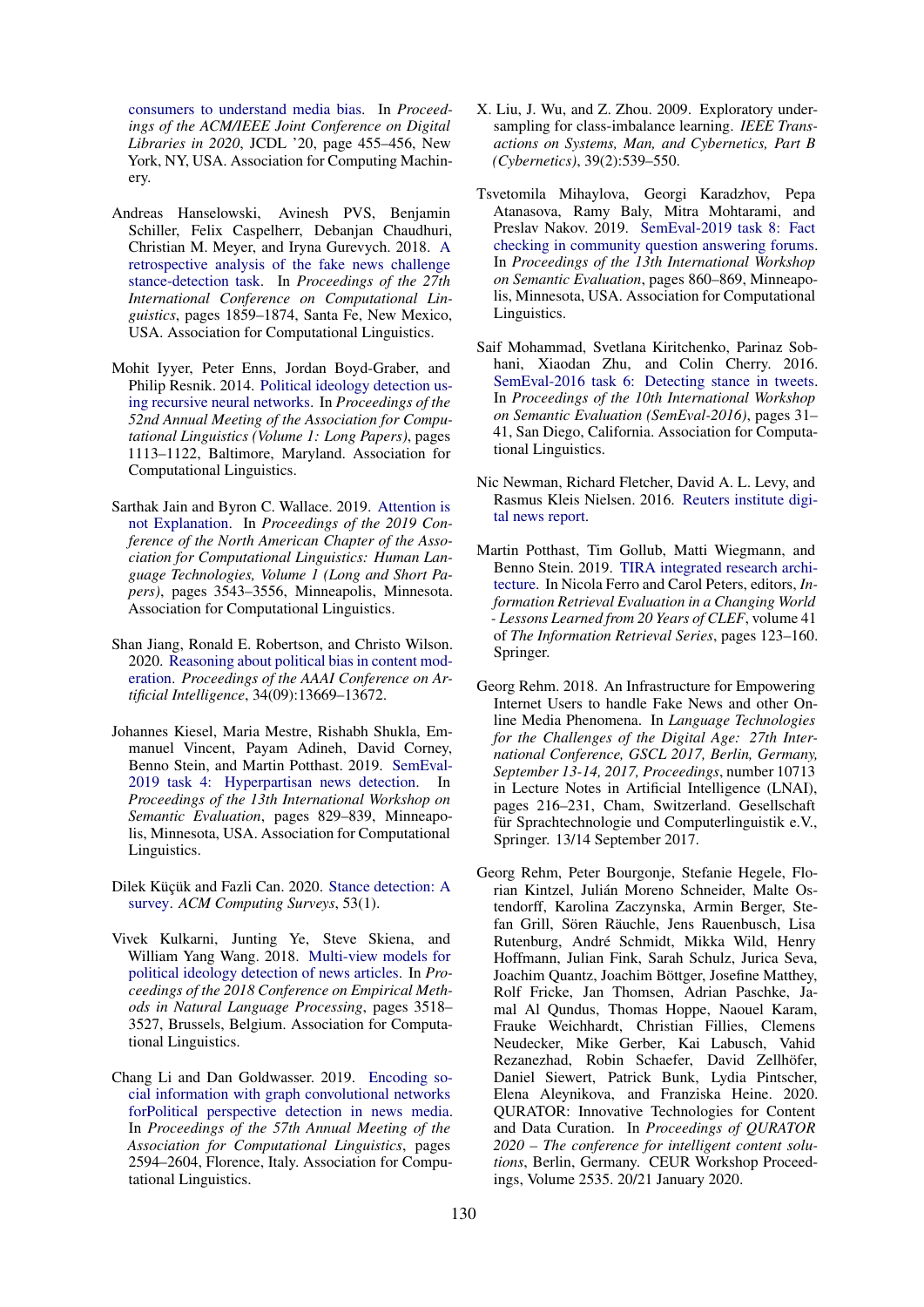consumers to understand media bias. In *Proceedings of the ACM/IEEE Joint Conference on Digital Libraries in 2020*, JCDL '20, page 455–456, New York, NY, USA. Association for Computing Machinery.

Andreas Hanselowski, Avinesh PVS, Benjamin Schiller, Felix Caspelherr, Debanjan Chaudhuri, Christian M. Meyer, and Iryna Gurevych. 2018. A retrospective analysis of the fake news challenge stance-detection task. In *Proceedings of the 27th International Conference on Computational Linguistics*, pages 1859–1874, Santa Fe, New Mexico, USA. Association for Computational Linguistics.

Mohit Iyyer, Peter Enns, Jordan Boyd-Graber, and Philip Resnik. 2014. Political ideology detection using recursive neural networks. In *Proceedings of the 52nd Annual Meeting of the Association for Computational Linguistics (Volume 1: Long Papers)*, pages 1113–1122, Baltimore, Maryland. Association for Computational Linguistics.

Sarthak Jain and Byron C. Wallace. 2019. Attention is not Explanation. In *Proceedings of the 2019 Conference of the North American Chapter of the Association for Computational Linguistics: Human Language Technologies, Volume 1 (Long and Short Papers)*, pages 3543–3556, Minneapolis, Minnesota. Association for Computational Linguistics.

Shan Jiang, Ronald E. Robertson, and Christo Wilson. 2020. Reasoning about political bias in content moderation. *Proceedings of the AAAI Conference on Artificial Intelligence*, 34(09):13669–13672.

Johannes Kiesel, Maria Mestre, Rishabh Shukla, Emmanuel Vincent, Payam Adineh, David Corney, Benno Stein, and Martin Potthast. 2019. SemEval-2019 task 4: Hyperpartisan news detection. In *Proceedings of the 13th International Workshop on Semantic Evaluation*, pages 829–839, Minneapolis, Minnesota, USA. Association for Computational Linguistics.

Dilek Küçük and Fazli Can. 2020. Stance detection: A survey. *ACM Computing Surveys*, 53(1).

Vivek Kulkarni, Junting Ye, Steve Skiena, and William Yang Wang. 2018. Multi-view models for political ideology detection of news articles. In *Proceedings of the 2018 Conference on Empirical Methods in Natural Language Processing*, pages 3518–3527, Brussels, Belgium. Association for Computational Linguistics.

Chang Li and Dan Goldwasser. 2019. Encoding social information with graph convolutional networks forPolitical perspective detection in news media. In *Proceedings of the 57th Annual Meeting of the Association for Computational Linguistics*, pages 2594–2604, Florence, Italy. Association for Computational Linguistics.

X. Liu, J. Wu, and Z. Zhou. 2009. Exploratory undersampling for class-imbalance learning. *IEEE Transactions on Systems, Man, and Cybernetics, Part B (Cybernetics)*, 39(2):539–550.

Tsvetomila Mihaylova, Georgi Karadzhov, Pepa Atanasova, Ramy Baly, Mitra Mohtarami, and Preslav Nakov. 2019. SemEval-2019 task 8: Fact checking in community question answering forums. In *Proceedings of the 13th International Workshop on Semantic Evaluation*, pages 860–869, Minneapolis, Minnesota, USA. Association for Computational Linguistics.

Saif Mohammad, Svetlana Kiritchenko, Parinaz Sobhani, Xiaodan Zhu, and Colin Cherry. 2016. SemEval-2016 task 6: Detecting stance in tweets. In *Proceedings of the 10th International Workshop on Semantic Evaluation (SemEval-2016)*, pages 31–41, San Diego, California. Association for Computational Linguistics.

Nic Newman, Richard Fletcher, David A. L. Levy, and Rasmus Kleis Nielsen. 2016. Reuters institute digital news report.

Martin Potthast, Tim Gollub, Matti Wiegmann, and Benno Stein. 2019. TIRA integrated research architecture. In Nicola Ferro and Carol Peters, editors, *Information Retrieval Evaluation in a Changing World - Lessons Learned from 20 Years of CLEF*, volume 41 of *The Information Retrieval Series*, pages 123–160. Springer.

Georg Rehm. 2018. An Infrastructure for Empowering Internet Users to handle Fake News and other Online Media Phenomena. In *Language Technologies for the Challenges of the Digital Age: 27th International Conference, GSCL 2017, Berlin, Germany, September 13-14, 2017, Proceedings*, number 10713 in Lecture Notes in Artificial Intelligence (LNAI), pages 216–231, Cham, Switzerland. Gesellschaft für Sprachtechnologie und Computerlinguistik e.V., Springer. 13/14 September 2017.

Georg Rehm, Peter Bourgonje, Stefanie Hegele, Florian Kintzel, Julián Moreno Schneider, Malte Ostendorff, Karolina Zaczynska, Armin Berger, Stefan Grill, Sören Räuchle, Jens Rauenbusch, Lisa Rutenburg, André Schmidt, Mikka Wild, Henry Hoffmann, Julian Fink, Sarah Schulz, Jurica Seva, Joachim Quantz, Joachim Böttger, Josefine Matthey, Rolf Fricke, Jan Thomsen, Adrian Paschke, Jamal Al Qundus, Thomas Hoppe, Naouel Karam, Frauke Weichhardt, Christian Fillies, Clemens Neudecker, Mike Gerber, Kai Labusch, Vahid Rezanezhad, Robin Schaefer, David Zellhöfer, Daniel Siewert, Patrick Bunk, Lydia Pintscher, Elena Aleynikova, and Franziska Heine. 2020. QURATOR: Innovative Technologies for Content and Data Curation. In *Proceedings of QURATOR 2020 – The conference for intelligent content solutions*, Berlin, Germany. CEUR Workshop Proceedings, Volume 2535. 20/21 January 2020.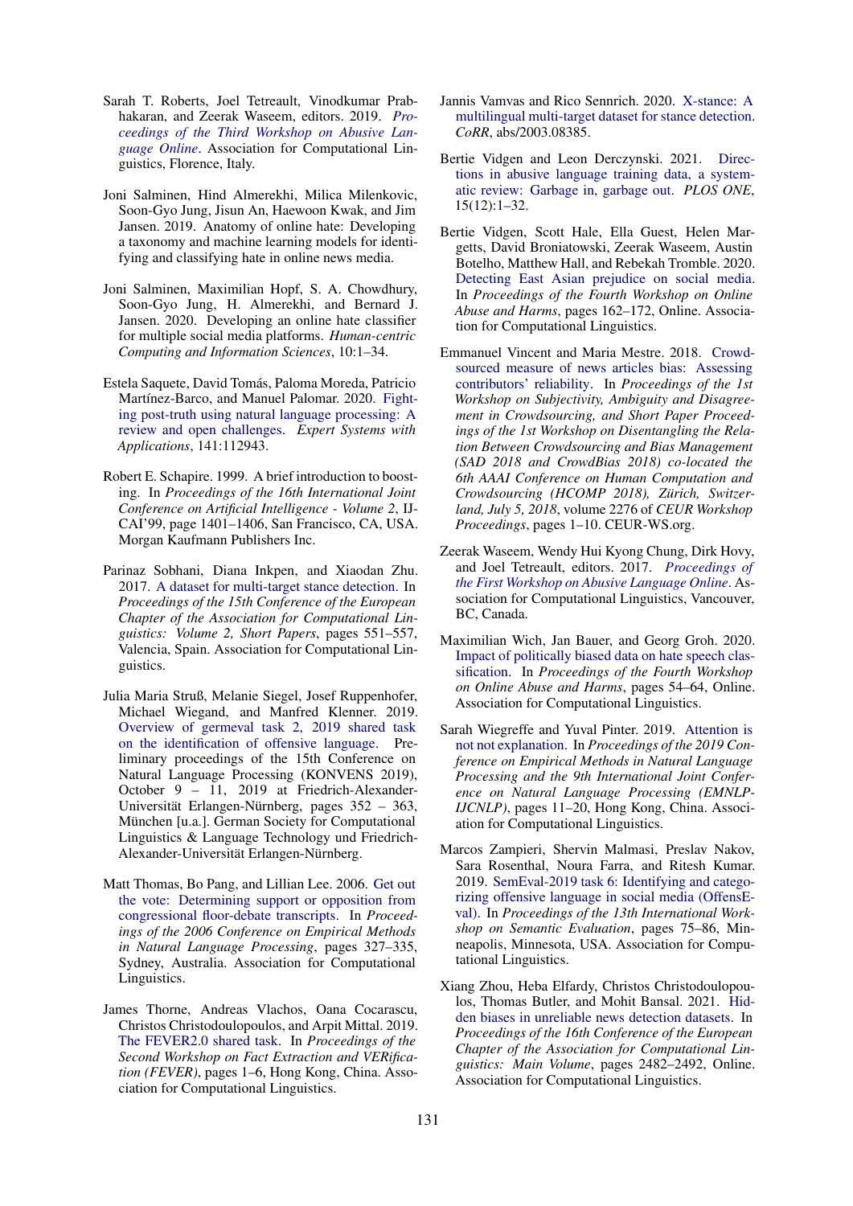Sarah T. Roberts, Joel Tetreault, Vinodkumar Prabhakaran, and Zeerak Waseem, editors. 2019. *Proceedings of the Third Workshop on Abusive Language Online*. Association for Computational Linguistics, Florence, Italy.

Joni Salminen, Hind Almerekhi, Milica Milenkovic, Soon-Gyo Jung, Jisun An, Haewoon Kwak, and Jim Jansen. 2019. Anatomy of online hate: Developing a taxonomy and machine learning models for identifying and classifying hate in online news media.

Joni Salminen, Maximilian Hopf, S. A. Chowdhury, Soon-Gyo Jung, H. Almerekhi, and Bernard J. Jansen. 2020. Developing an online hate classifier for multiple social media platforms. *Human-centric Computing and Information Sciences*, 10:1–34.

Estela Saquete, David Tomás, Paloma Moreda, Patricio Martínez-Barco, and Manuel Palomar. 2020. Fighting post-truth using natural language processing: A review and open challenges. *Expert Systems with Applications*, 141:112943.

Robert E. Schapire. 1999. A brief introduction to boosting. In *Proceedings of the 16th International Joint Conference on Artificial Intelligence - Volume 2*, IJCAI'99, page 1401–1406, San Francisco, CA, USA. Morgan Kaufmann Publishers Inc.

Parinaz Sobhani, Diana Inkpen, and Xiaodan Zhu. 2017. A dataset for multi-target stance detection. In *Proceedings of the 15th Conference of the European Chapter of the Association for Computational Linguistics: Volume 2, Short Papers*, pages 551–557, Valencia, Spain. Association for Computational Linguistics.

Julia Maria Struß, Melanie Siegel, Josef Ruppenhofer, Michael Wiegand, and Manfred Klenner. 2019. Overview of germeval task 2, 2019 shared task on the identification of offensive language. Preliminary proceedings of the 15th Conference on Natural Language Processing (KONVENS 2019), October 9 – 11, 2019 at Friedrich-Alexander-Universität Erlangen-Nürnberg, pages 352 – 363, München [u.a.]. German Society for Computational Linguistics & Language Technology und Friedrich-Alexander-Universität Erlangen-Nürnberg.

Matt Thomas, Bo Pang, and Lillian Lee. 2006. Get out the vote: Determining support or opposition from congressional floor-debate transcripts. In *Proceedings of the 2006 Conference on Empirical Methods in Natural Language Processing*, pages 327–335, Sydney, Australia. Association for Computational Linguistics.

James Thorne, Andreas Vlachos, Oana Cocarascu, Christos Christodoulopoulos, and Arpit Mittal. 2019. The FEVER2.0 shared task. In *Proceedings of the Second Workshop on Fact Extraction and VERification (FEVER)*, pages 1–6, Hong Kong, China. Association for Computational Linguistics.

Jannis Vamvas and Rico Sennrich. 2020. X-stance: A multilingual multi-target dataset for stance detection. *CoRR*, abs/2003.08385.

Bertie Vidgen and Leon Derczynski. 2021. Directions in abusive language training data, a systematic review: Garbage in, garbage out. *PLOS ONE*, 15(12):1–32.

Bertie Vidgen, Scott Hale, Ella Guest, Helen Margetts, David Broniatowski, Zeerak Waseem, Austin Botelho, Matthew Hall, and Rebekah Tromble. 2020. Detecting East Asian prejudice on social media. In *Proceedings of the Fourth Workshop on Online Abuse and Harms*, pages 162–172, Online. Association for Computational Linguistics.

Emmanuel Vincent and Maria Mestre. 2018. Crowdsourced measure of news articles bias: Assessing contributors' reliability. In *Proceedings of the 1st Workshop on Subjectivity, Ambiguity and Disagreement in Crowdsourcing, and Short Paper Proceedings of the 1st Workshop on Disentangling the Relation Between Crowdsourcing and Bias Management (SAD 2018 and CrowdBias 2018) co-located the 6th AAAI Conference on Human Computation and Crowdsourcing (HCOMP 2018), Zürich, Switzerland, July 5, 2018*, volume 2276 of *CEUR Workshop Proceedings*, pages 1–10. CEUR-WS.org.

Zeerak Waseem, Wendy Hui Kyong Chung, Dirk Hovy, and Joel Tetreault, editors. 2017. *Proceedings of the First Workshop on Abusive Language Online*. Association for Computational Linguistics, Vancouver, BC, Canada.

Maximilian Wich, Jan Bauer, and Georg Groh. 2020. Impact of politically biased data on hate speech classification. In *Proceedings of the Fourth Workshop on Online Abuse and Harms*, pages 54–64, Online. Association for Computational Linguistics.

Sarah Wiegreffe and Yuval Pinter. 2019. Attention is not not explanation. In *Proceedings of the 2019 Conference on Empirical Methods in Natural Language Processing and the 9th International Joint Conference on Natural Language Processing (EMNLP-IJCNLP)*, pages 11–20, Hong Kong, China. Association for Computational Linguistics.

Marcos Zampieri, Shervin Malmasi, Preslav Nakov, Sara Rosenthal, Noura Farra, and Ritesh Kumar. 2019. SemEval-2019 task 6: Identifying and categorizing offensive language in social media (OffensEval). In *Proceedings of the 13th International Workshop on Semantic Evaluation*, pages 75–86, Minneapolis, Minnesota, USA. Association for Computational Linguistics.

Xiang Zhou, Heba Elfardy, Christos Christodoulopoulos, Thomas Butler, and Mohit Bansal. 2021. Hidden biases in unreliable news detection datasets. In *Proceedings of the 16th Conference of the European Chapter of the Association for Computational Linguistics: Main Volume*, pages 2482–2492, Online. Association for Computational Linguistics.